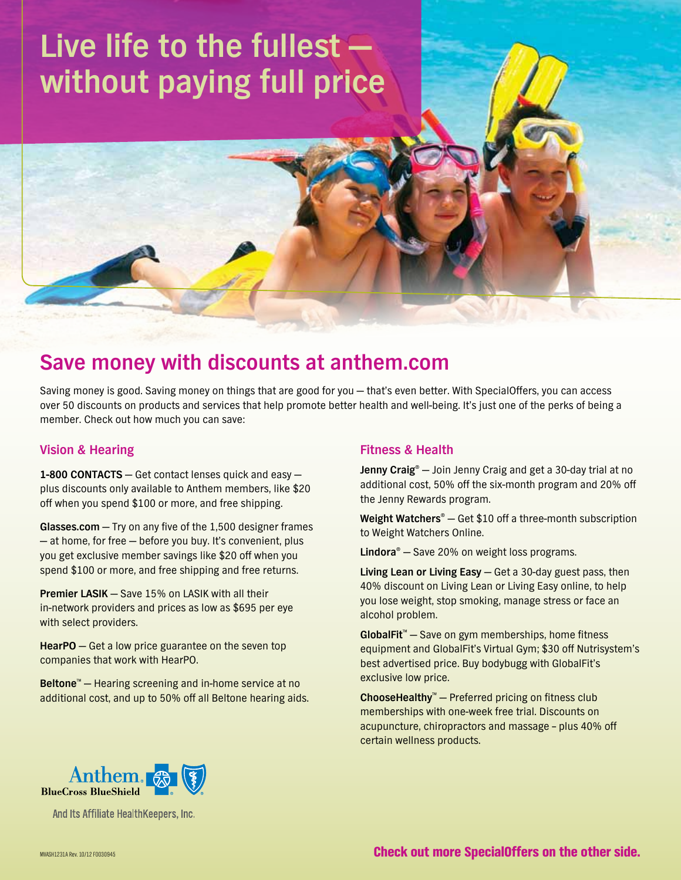# Live life to the fullest — without paying full price

## Save money with discounts at anthem.com

Saving money is good. Saving money on things that are good for you — that's even better. With SpecialOffers, you can access over 50 discounts on products and services that help promote better health and well-being. It's just one of the perks of being a member. Check out how much you can save:

### Vision & Hearing

**1-800 CONTACTS** — Get contact lenses quick and easy — plus discounts only available to Anthem members, like $20 off when you spend $100 or more, and free shipping.

**Glasses.com** — Try on any five of the 1,500 designer frames — at home, for free — before you buy. It's convenient, plus you get exclusive member savings like $20 off when you spend $100 or more, and free shipping and free returns.

**Premier LASIK** — Save 15% on LASIK with all their in-network providers and prices as low as $695 per eye with select providers.

**HearPO** — Get a low price guarantee on the seven top companies that work with HearPO.

**Beltone™** — Hearing screening and in-home service at no additional cost, and up to 50% off all Beltone hearing aids.

### Fitness & Health

**Jenny Craig®** — Join Jenny Craig and get a 30-day trial at no additional cost, 50% off the six-month program and 20% off the Jenny Rewards program.

**Weight Watchers®** — Get $10 off a three-month subscription to Weight Watchers Online.

**Lindora®** — Save 20% on weight loss programs.

**Living Lean or Living Easy** — Get a 30-day guest pass, then 40% discount on Living Lean or Living Easy online, to help you lose weight, stop smoking, manage stress or face an alcohol problem.

**GlobalFit™** — Save on gym memberships, home fitness equipment and GlobalFit's Virtual Gym; $30 off Nutrisystem's best advertised price. Buy bodybugg with GlobalFit's exclusive low price.

**ChooseHealthy™** — Preferred pricing on fitness club memberships with one-week free trial. Discounts on acupuncture, chiropractors and massage – plus 40% off certain wellness products.

Anthem BlueCross BlueShield

And Its Affiliate HealthKeepers, Inc.

MVASH1231A Rev. 10/12 F0030945

**Check out more SpecialOffers on the other side.**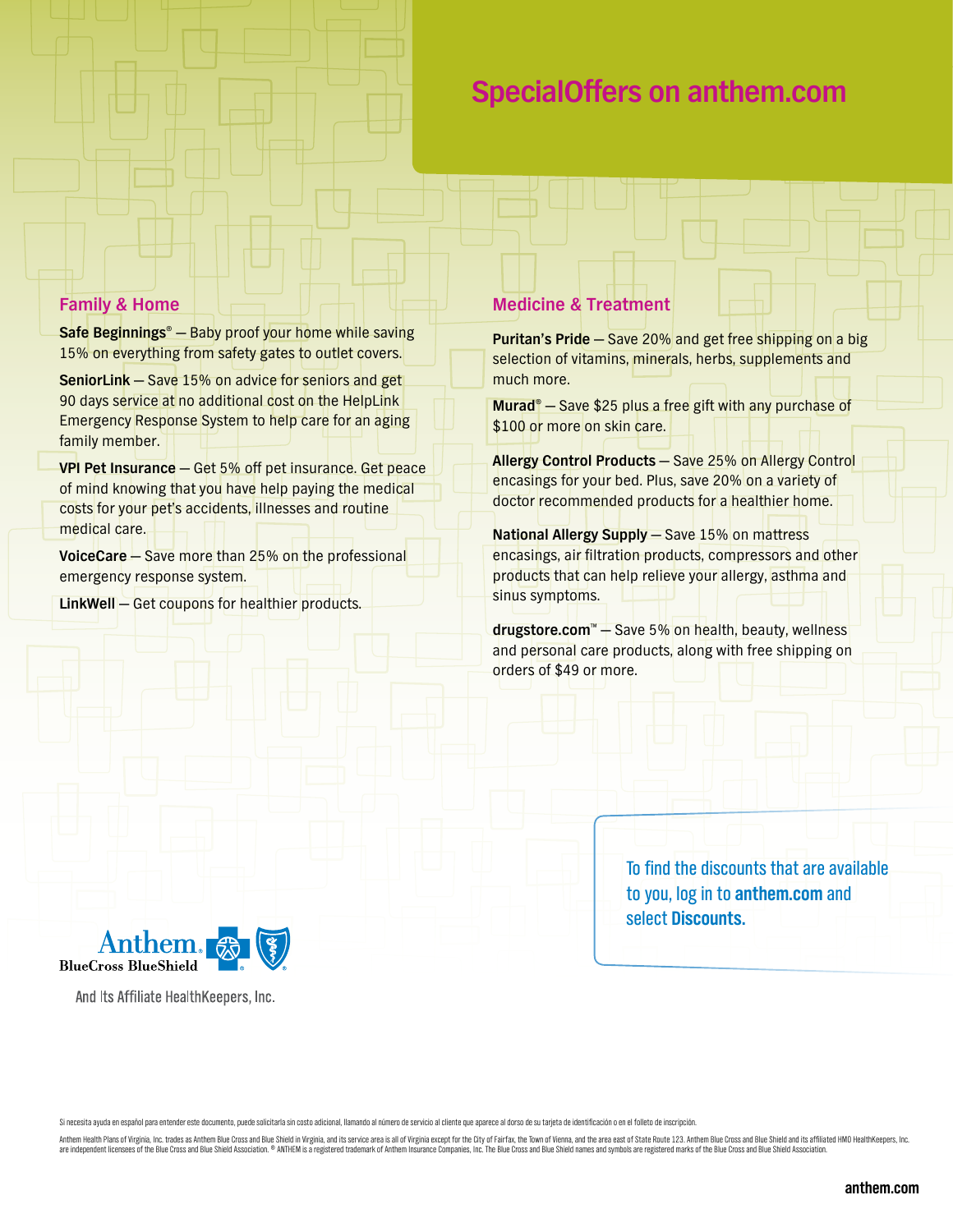# SpecialOffers on anthem.com

## Family & Home

**Safe Beginnings**® — Baby proof your home while saving 15% on everything from safety gates to outlet covers.

**SeniorLink** — Save 15% on advice for seniors and get 90 days service at no additional cost on the HelpLink Emergency Response System to help care for an aging family member.

**VPI Pet Insurance** — Get 5% off pet insurance. Get peace of mind knowing that you have help paying the medical costs for your pet's accidents, illnesses and routine medical care.

**VoiceCare** — Save more than 25% on the professional emergency response system.

**LinkWell** — Get coupons for healthier products.

## Medicine & Treatment

**Puritan's Pride** — Save 20% and get free shipping on a big selection of vitamins, minerals, herbs, supplements and much more.

**Murad**® — Save $25 plus a free gift with any purchase of $100 or more on skin care.

**Allergy Control Products** — Save 25% on Allergy Control encasings for your bed. Plus, save 20% on a variety of doctor recommended products for a healthier home.

**National Allergy Supply** — Save 15% on mattress encasings, air filtration products, compressors and other products that can help relieve your allergy, asthma and sinus symptoms.

**drugstore.com**™ — Save 5% on health, beauty, wellness and personal care products, along with free shipping on orders of $49 or more.

To find the discounts that are available to you, log in to **anthem.com** and select **Discounts.**

Anthem BlueCross BlueShield

And Its Affiliate HealthKeepers, Inc.

Si necesita ayuda en español para entender este documento, puede solicitarla sin costo adicional, llamando al número de servicio al cliente que aparece al dorso de su tarjeta de identificación o en el folleto de inscripción.

Anthem Health Plans of Virginia, Inc. trades as Anthem Blue Cross and Blue Shield in Virginia, and its service area is all of Virginia except for the City of Fairfax, the Town of Vienna, and the area east of State Route 123. Anthem Blue Cross and Blue Shield and its affiliated HMO HealthKeepers, Inc. are independent licensees of the Blue Cross and Blue Shield Association. ® ANTHEM is a registered trademark of Anthem Insurance Companies, Inc. The Blue Cross and Blue Shield names and symbols are registered marks of the Blue Cross and Blue Shield Association.

anthem.com